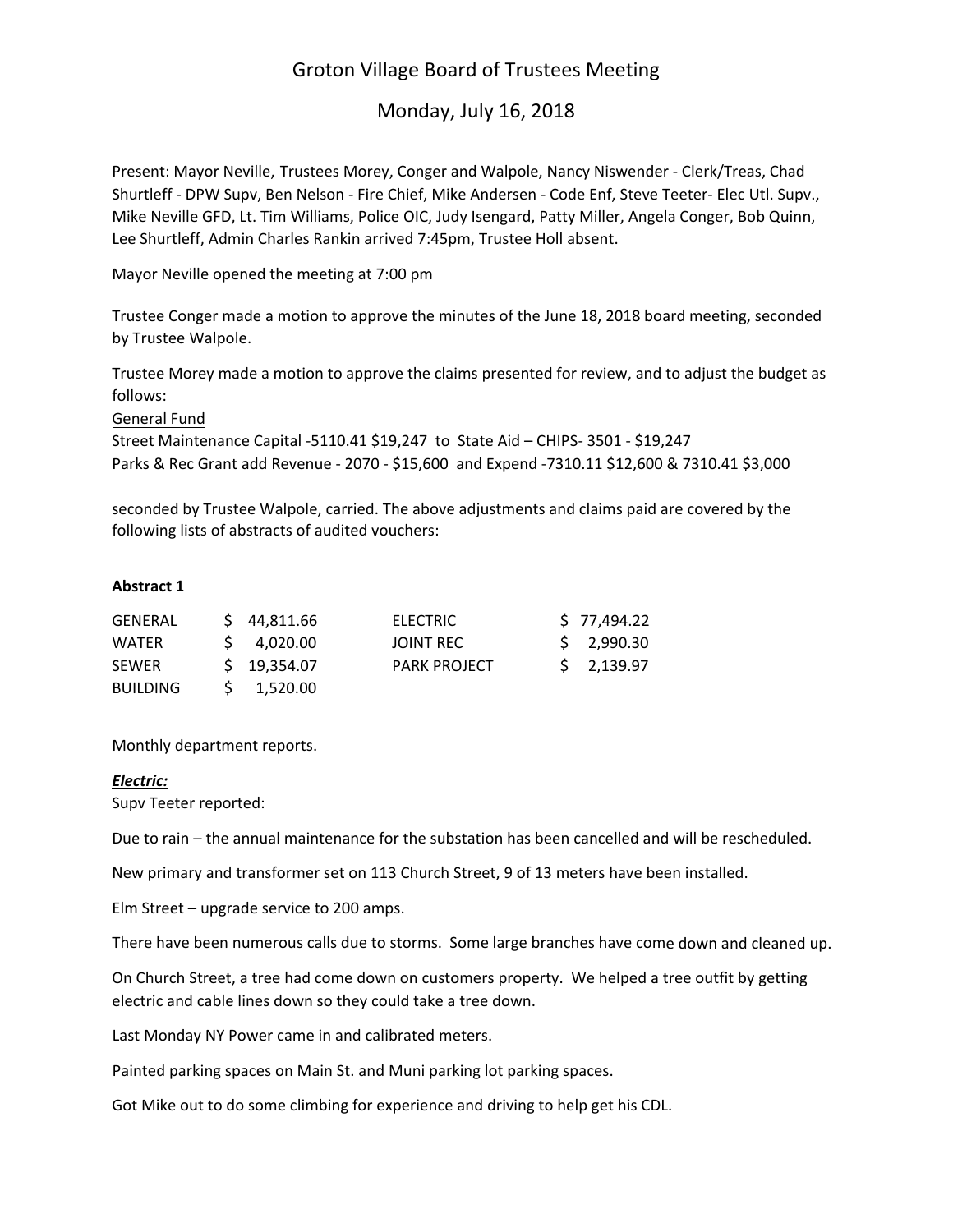# Groton Village Board of Trustees Meeting

## Monday, July 16, 2018

Present: Mayor Neville, Trustees Morey, Conger and Walpole, Nancy Niswender - Clerk/Treas, Chad Shurtleff - DPW Supv, Ben Nelson - Fire Chief, Mike Andersen - Code Enf, Steve Teeter- Elec Utl. Supv., Mike Neville GFD, Lt. Tim Williams, Police OIC, Judy Isengard, Patty Miller, Angela Conger, Bob Quinn, Lee Shurtleff, Admin Charles Rankin arrived 7:45pm, Trustee Holl absent.

Mayor Neville opened the meeting at 7:00 pm

Trustee Conger made a motion to approve the minutes of the June 18, 2018 board meeting, seconded by Trustee Walpole.

Trustee Morey made a motion to approve the claims presented for review, and to adjust the budget as follows:

General Fund

Street Maintenance Capital -5110.41 $19,247 to State Aid – CHIPS- 3501 - $19,247

Parks & Rec Grant add Revenue - 2070 - $15,600 and Expend -7310.11 $12,600 & 7310.41 $3,000

seconded by Trustee Walpole, carried. The above adjustments and claims paid are covered by the following lists of abstracts of audited vouchers:

**Abstract 1**

| | | | |
|---|---|---|---|
| GENERAL | $ 44,811.66 | ELECTRIC | $ 77,494.22 |
| WATER | $ 4,020.00 | JOINT REC | $ 2,990.30 |
| SEWER | $ 19,354.07 | PARK PROJECT | $ 2,139.97 |
| BUILDING | $ 1,520.00 | | |

Monthly department reports.

***Electric:***

Supv Teeter reported:

Due to rain – the annual maintenance for the substation has been cancelled and will be rescheduled.

New primary and transformer set on 113 Church Street, 9 of 13 meters have been installed.

Elm Street – upgrade service to 200 amps.

There have been numerous calls due to storms. Some large branches have come down and cleaned up.

On Church Street, a tree had come down on customers property. We helped a tree outfit by getting electric and cable lines down so they could take a tree down.

Last Monday NY Power came in and calibrated meters.

Painted parking spaces on Main St. and Muni parking lot parking spaces.

Got Mike out to do some climbing for experience and driving to help get his CDL.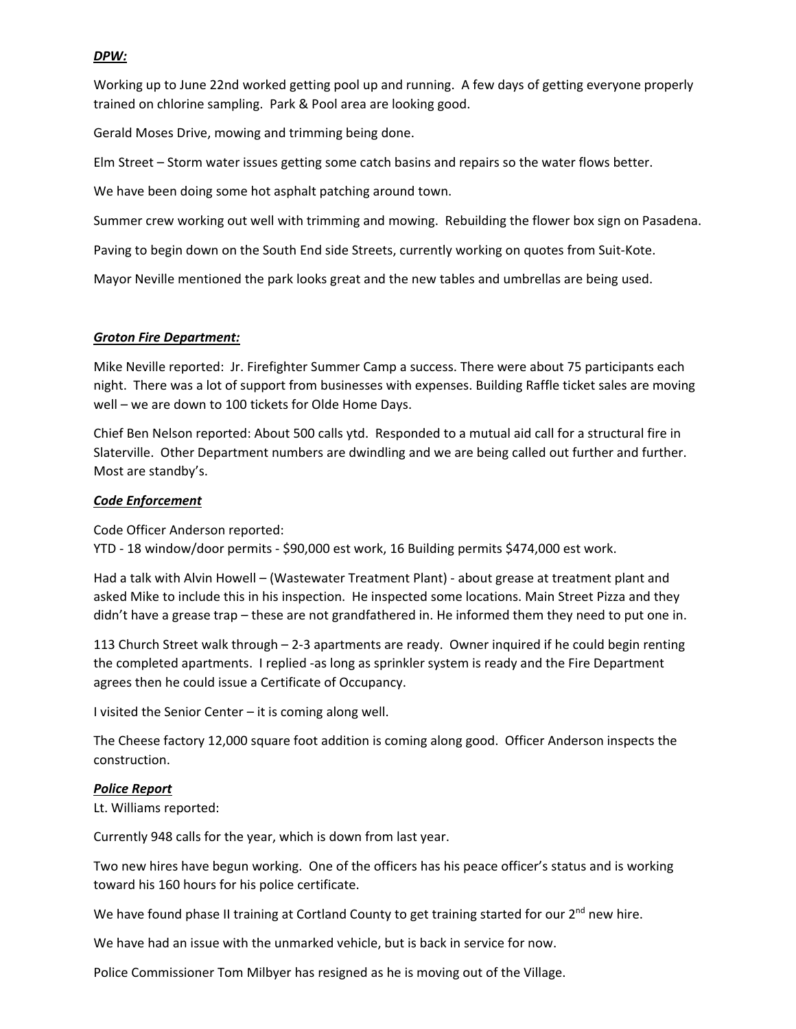***DPW:***

Working up to June 22nd worked getting pool up and running. A few days of getting everyone properly trained on chlorine sampling. Park & Pool area are looking good.

Gerald Moses Drive, mowing and trimming being done.

Elm Street – Storm water issues getting some catch basins and repairs so the water flows better.

We have been doing some hot asphalt patching around town.

Summer crew working out well with trimming and mowing. Rebuilding the flower box sign on Pasadena.

Paving to begin down on the South End side Streets, currently working on quotes from Suit-Kote.

Mayor Neville mentioned the park looks great and the new tables and umbrellas are being used.

***Groton Fire Department:***

Mike Neville reported: Jr. Firefighter Summer Camp a success. There were about 75 participants each night. There was a lot of support from businesses with expenses. Building Raffle ticket sales are moving well – we are down to 100 tickets for Olde Home Days.

Chief Ben Nelson reported: About 500 calls ytd. Responded to a mutual aid call for a structural fire in Slaterville. Other Department numbers are dwindling and we are being called out further and further. Most are standby's.

***Code Enforcement***

Code Officer Anderson reported:
YTD - 18 window/door permits - $90,000 est work, 16 Building permits $474,000 est work.

Had a talk with Alvin Howell – (Wastewater Treatment Plant) - about grease at treatment plant and asked Mike to include this in his inspection. He inspected some locations. Main Street Pizza and they didn't have a grease trap – these are not grandfathered in. He informed them they need to put one in.

113 Church Street walk through – 2-3 apartments are ready. Owner inquired if he could begin renting the completed apartments. I replied -as long as sprinkler system is ready and the Fire Department agrees then he could issue a Certificate of Occupancy.

I visited the Senior Center – it is coming along well.

The Cheese factory 12,000 square foot addition is coming along good. Officer Anderson inspects the construction.

***Police Report***

Lt. Williams reported:

Currently 948 calls for the year, which is down from last year.

Two new hires have begun working. One of the officers has his peace officer's status and is working toward his 160 hours for his police certificate.

We have found phase II training at Cortland County to get training started for our 2nd new hire.

We have had an issue with the unmarked vehicle, but is back in service for now.

Police Commissioner Tom Milbyer has resigned as he is moving out of the Village.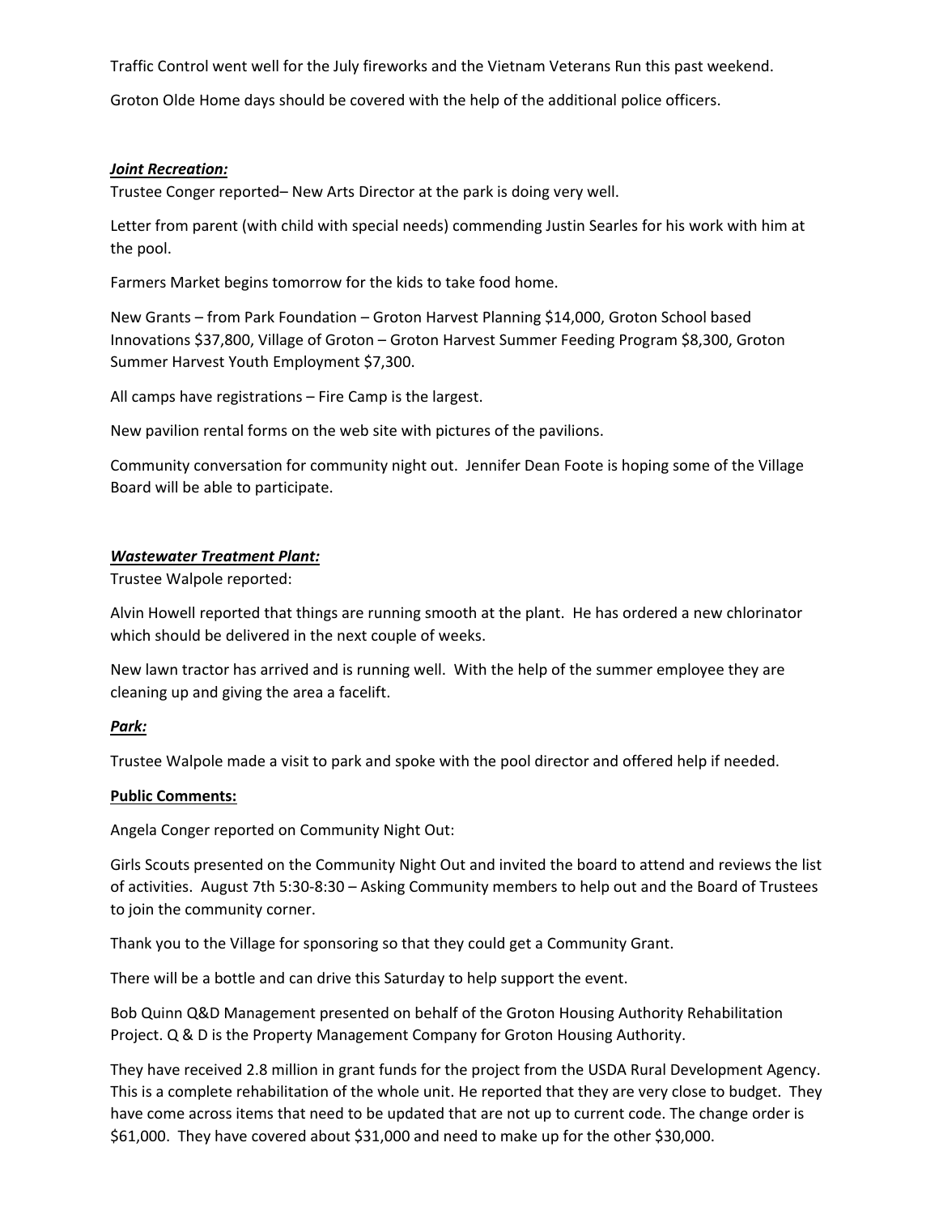Traffic Control went well for the July fireworks and the Vietnam Veterans Run this past weekend.

Groton Olde Home days should be covered with the help of the additional police officers.

***Joint Recreation:***

Trustee Conger reported– New Arts Director at the park is doing very well.

Letter from parent (with child with special needs) commending Justin Searles for his work with him at the pool.

Farmers Market begins tomorrow for the kids to take food home.

New Grants – from Park Foundation – Groton Harvest Planning $14,000, Groton School based Innovations $37,800, Village of Groton – Groton Harvest Summer Feeding Program $8,300, Groton Summer Harvest Youth Employment $7,300.

All camps have registrations – Fire Camp is the largest.

New pavilion rental forms on the web site with pictures of the pavilions.

Community conversation for community night out. Jennifer Dean Foote is hoping some of the Village Board will be able to participate.

***Wastewater Treatment Plant:***

Trustee Walpole reported:

Alvin Howell reported that things are running smooth at the plant. He has ordered a new chlorinator which should be delivered in the next couple of weeks.

New lawn tractor has arrived and is running well. With the help of the summer employee they are cleaning up and giving the area a facelift.

***Park:***

Trustee Walpole made a visit to park and spoke with the pool director and offered help if needed.

**Public Comments:**

Angela Conger reported on Community Night Out:

Girls Scouts presented on the Community Night Out and invited the board to attend and reviews the list of activities. August 7th 5:30-8:30 – Asking Community members to help out and the Board of Trustees to join the community corner.

Thank you to the Village for sponsoring so that they could get a Community Grant.

There will be a bottle and can drive this Saturday to help support the event.

Bob Quinn Q&D Management presented on behalf of the Groton Housing Authority Rehabilitation Project. Q & D is the Property Management Company for Groton Housing Authority.

They have received 2.8 million in grant funds for the project from the USDA Rural Development Agency. This is a complete rehabilitation of the whole unit. He reported that they are very close to budget. They have come across items that need to be updated that are not up to current code. The change order is $61,000. They have covered about $31,000 and need to make up for the other $30,000.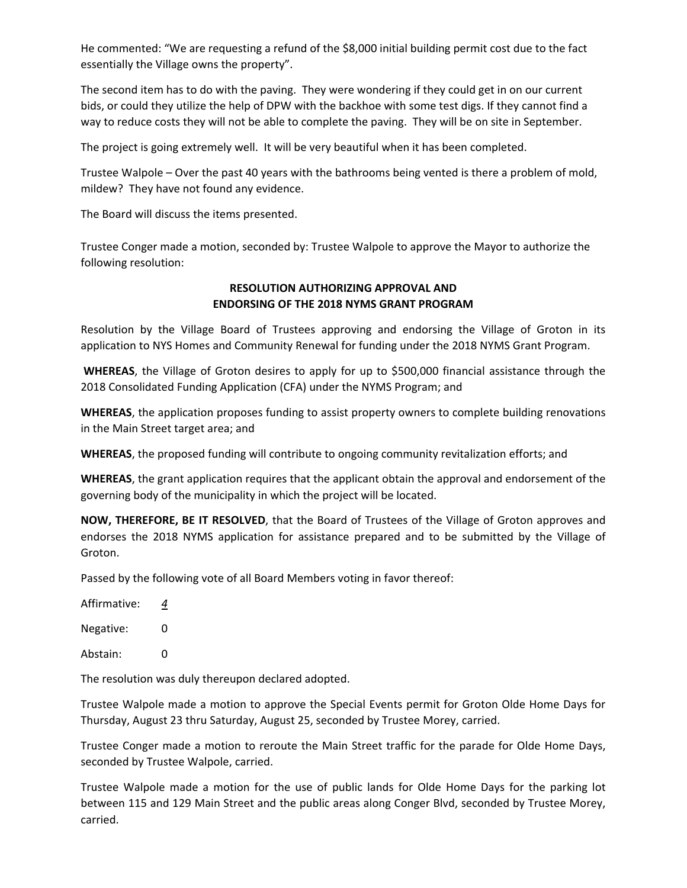He commented: “We are requesting a refund of the $8,000 initial building permit cost due to the fact essentially the Village owns the property”.

The second item has to do with the paving. They were wondering if they could get in on our current bids, or could they utilize the help of DPW with the backhoe with some test digs. If they cannot find a way to reduce costs they will not be able to complete the paving. They will be on site in September.

The project is going extremely well. It will be very beautiful when it has been completed.

Trustee Walpole – Over the past 40 years with the bathrooms being vented is there a problem of mold, mildew? They have not found any evidence.

The Board will discuss the items presented.

Trustee Conger made a motion, seconded by: Trustee Walpole to approve the Mayor to authorize the following resolution:

**RESOLUTION AUTHORIZING APPROVAL AND ENDORSING OF THE 2018 NYMS GRANT PROGRAM**

Resolution by the Village Board of Trustees approving and endorsing the Village of Groton in its application to NYS Homes and Community Renewal for funding under the 2018 NYMS Grant Program.

**WHEREAS**, the Village of Groton desires to apply for up to $500,000 financial assistance through the 2018 Consolidated Funding Application (CFA) under the NYMS Program; and

**WHEREAS**, the application proposes funding to assist property owners to complete building renovations in the Main Street target area; and

**WHEREAS**, the proposed funding will contribute to ongoing community revitalization efforts; and

**WHEREAS**, the grant application requires that the applicant obtain the approval and endorsement of the governing body of the municipality in which the project will be located.

**NOW, THEREFORE, BE IT RESOLVED**, that the Board of Trustees of the Village of Groton approves and endorses the 2018 NYMS application for assistance prepared and to be submitted by the Village of Groton.

Passed by the following vote of all Board Members voting in favor thereof:

Affirmative: *4*

Negative: 0

Abstain: 0

The resolution was duly thereupon declared adopted.

Trustee Walpole made a motion to approve the Special Events permit for Groton Olde Home Days for Thursday, August 23 thru Saturday, August 25, seconded by Trustee Morey, carried.

Trustee Conger made a motion to reroute the Main Street traffic for the parade for Olde Home Days, seconded by Trustee Walpole, carried.

Trustee Walpole made a motion for the use of public lands for Olde Home Days for the parking lot between 115 and 129 Main Street and the public areas along Conger Blvd, seconded by Trustee Morey, carried.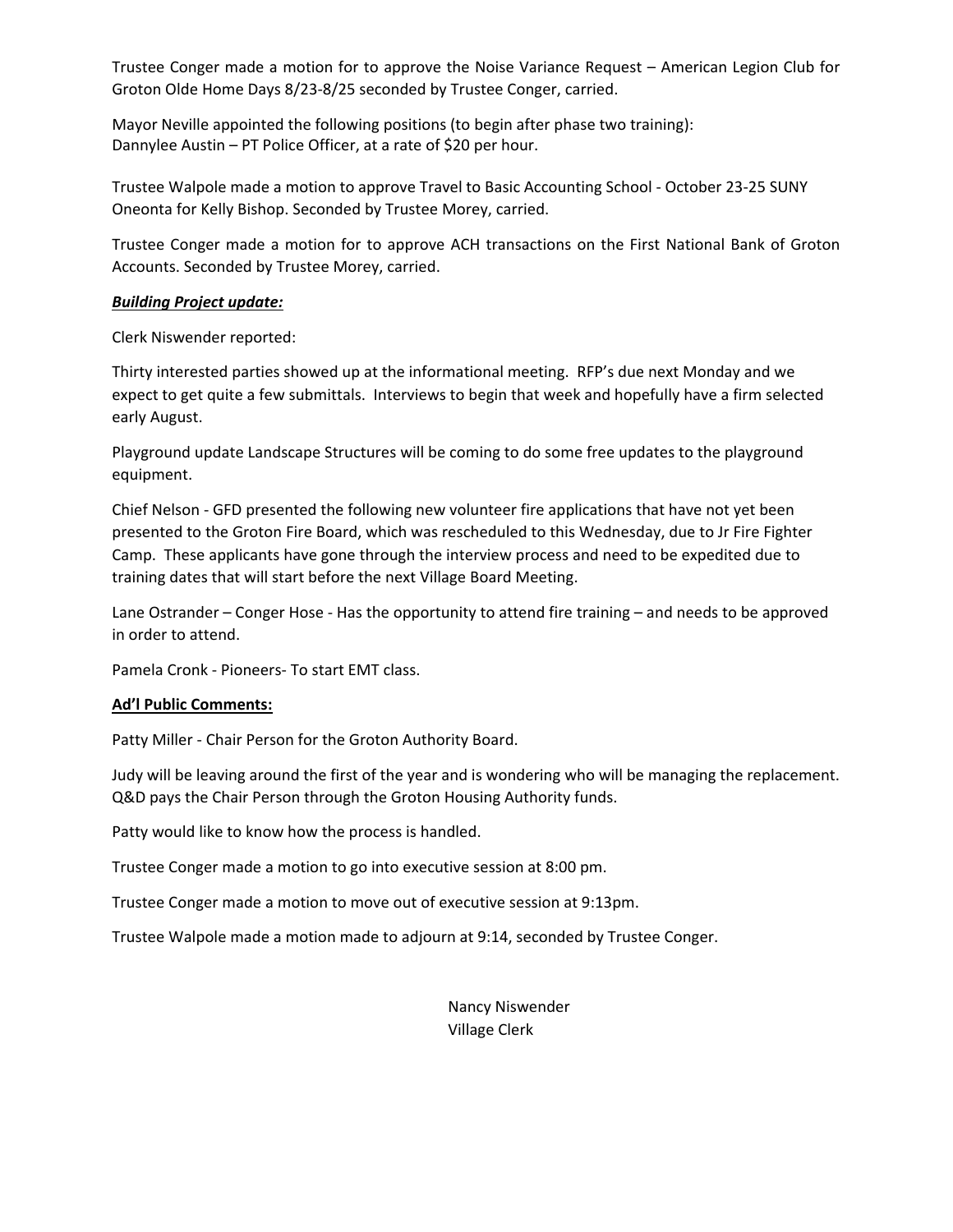Trustee Conger made a motion for to approve the Noise Variance Request – American Legion Club for Groton Olde Home Days 8/23-8/25 seconded by Trustee Conger, carried.

Mayor Neville appointed the following positions (to begin after phase two training):
Dannylee Austin – PT Police Officer, at a rate of $20 per hour.

Trustee Walpole made a motion to approve Travel to Basic Accounting School - October 23-25 SUNY Oneonta for Kelly Bishop. Seconded by Trustee Morey, carried.

Trustee Conger made a motion for to approve ACH transactions on the First National Bank of Groton Accounts. Seconded by Trustee Morey, carried.

***Building Project update:***

Clerk Niswender reported:

Thirty interested parties showed up at the informational meeting. RFP's due next Monday and we expect to get quite a few submittals. Interviews to begin that week and hopefully have a firm selected early August.

Playground update Landscape Structures will be coming to do some free updates to the playground equipment.

Chief Nelson - GFD presented the following new volunteer fire applications that have not yet been presented to the Groton Fire Board, which was rescheduled to this Wednesday, due to Jr Fire Fighter Camp. These applicants have gone through the interview process and need to be expedited due to training dates that will start before the next Village Board Meeting.

Lane Ostrander – Conger Hose - Has the opportunity to attend fire training – and needs to be approved in order to attend.

Pamela Cronk - Pioneers- To start EMT class.

**Ad'l Public Comments:**

Patty Miller - Chair Person for the Groton Authority Board.

Judy will be leaving around the first of the year and is wondering who will be managing the replacement. Q&D pays the Chair Person through the Groton Housing Authority funds.

Patty would like to know how the process is handled.

Trustee Conger made a motion to go into executive session at 8:00 pm.

Trustee Conger made a motion to move out of executive session at 9:13pm.

Trustee Walpole made a motion made to adjourn at 9:14, seconded by Trustee Conger.

Nancy Niswender
Village Clerk